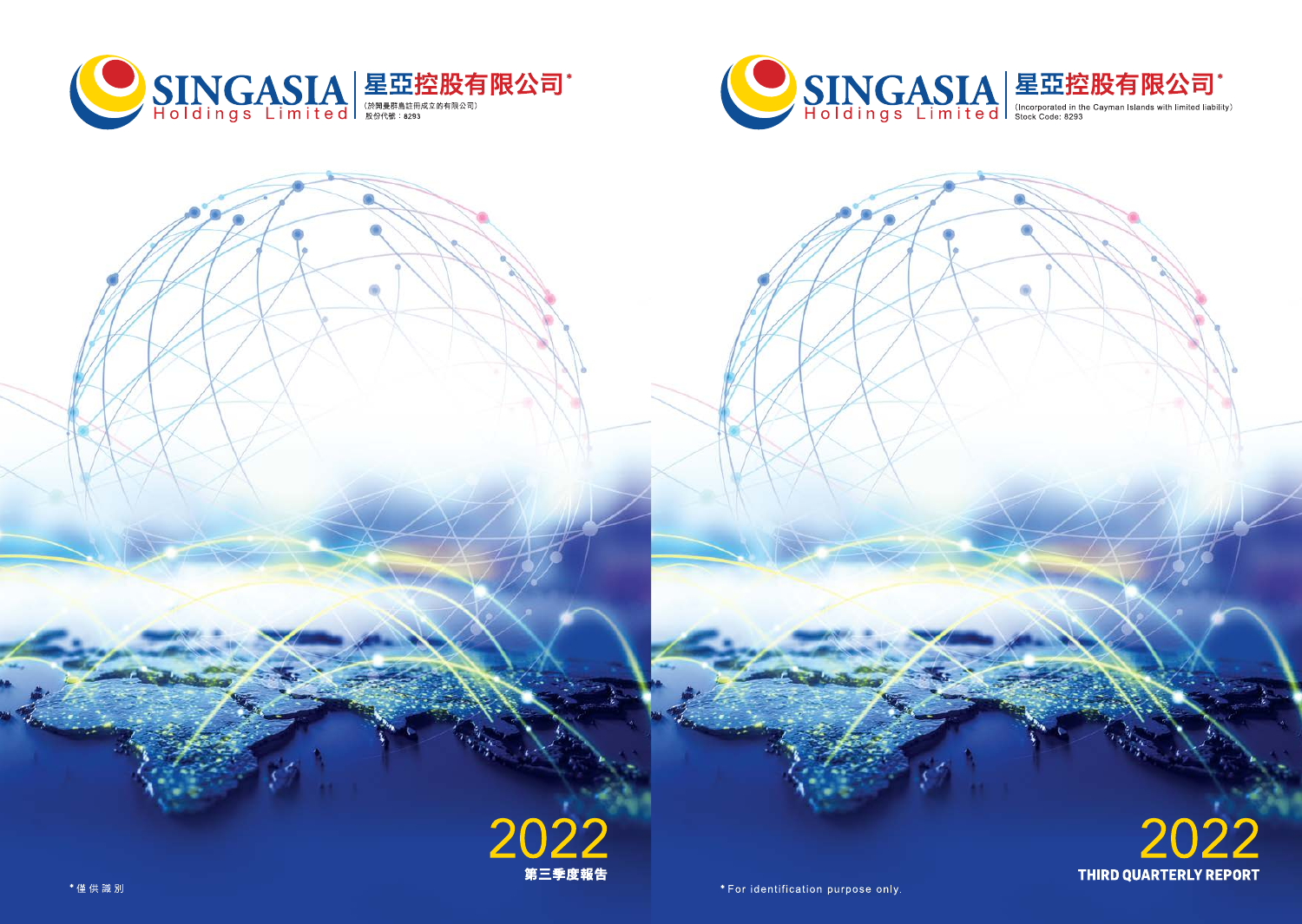# SINGASIA Holdings Limited 星亞控股有限公司*

(於開曼群島註冊成立的有限公司)
股份代號：8293

# 2022
## 第三季度報告

*僅供識別

# SINGASIA Holdings Limited 星亞控股有限公司*

(Incorporated in the Cayman Islands with limited liability)
Stock Code: 8293

# 2022
## THIRD QUARTERLY REPORT

* For identification purpose only.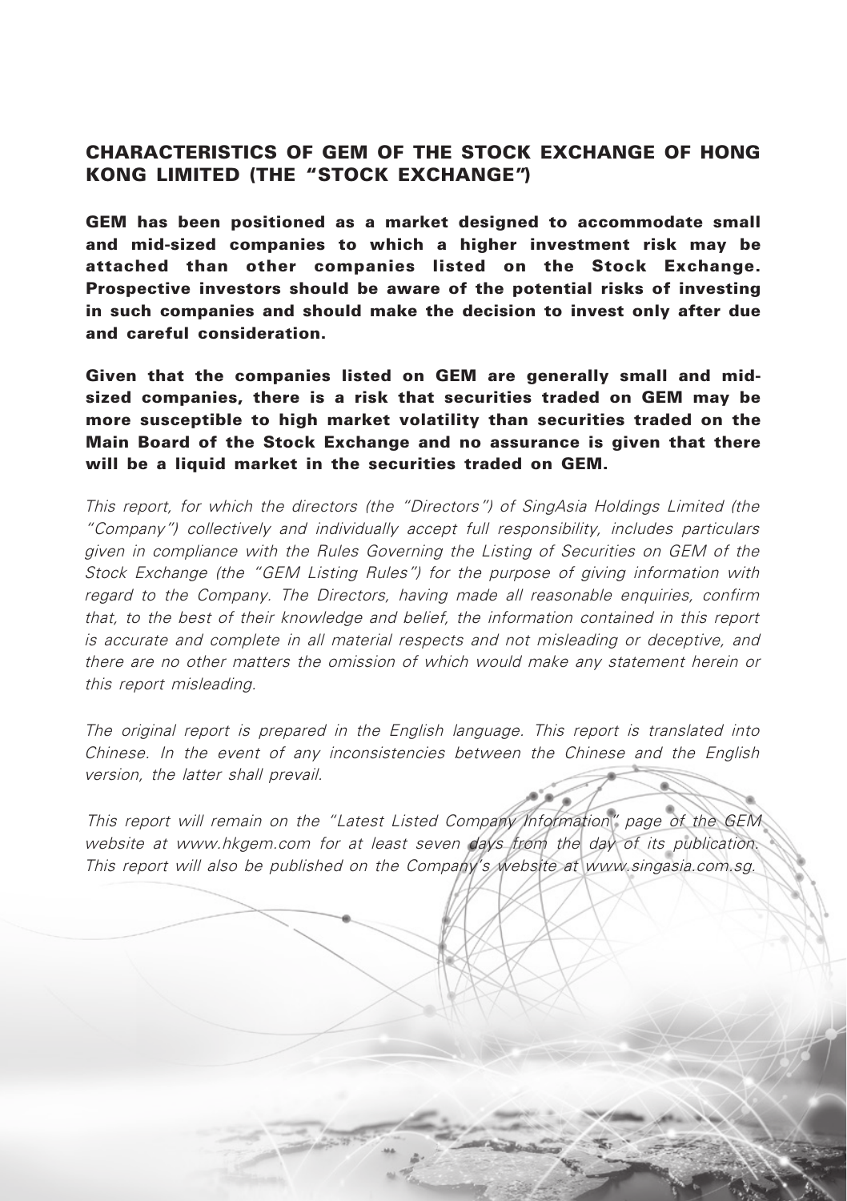## CHARACTERISTICS OF GEM OF THE STOCK EXCHANGE OF HONG KONG LIMITED (THE "STOCK EXCHANGE")

**GEM has been positioned as a market designed to accommodate small and mid-sized companies to which a higher investment risk may be attached than other companies listed on the Stock Exchange. Prospective investors should be aware of the potential risks of investing in such companies and should make the decision to invest only after due and careful consideration.**

**Given that the companies listed on GEM are generally small and mid-sized companies, there is a risk that securities traded on GEM may be more susceptible to high market volatility than securities traded on the Main Board of the Stock Exchange and no assurance is given that there will be a liquid market in the securities traded on GEM.**

*This report, for which the directors (the "Directors") of SingAsia Holdings Limited (the "Company") collectively and individually accept full responsibility, includes particulars given in compliance with the Rules Governing the Listing of Securities on GEM of the Stock Exchange (the "GEM Listing Rules") for the purpose of giving information with regard to the Company. The Directors, having made all reasonable enquiries, confirm that, to the best of their knowledge and belief, the information contained in this report is accurate and complete in all material respects and not misleading or deceptive, and there are no other matters the omission of which would make any statement herein or this report misleading.*

*The original report is prepared in the English language. This report is translated into Chinese. In the event of any inconsistencies between the Chinese and the English version, the latter shall prevail.*

*This report will remain on the "Latest Listed Company Information" page of the GEM website at www.hkgem.com for at least seven days from the day of its publication. This report will also be published on the Company's website at www.singasia.com.sg.*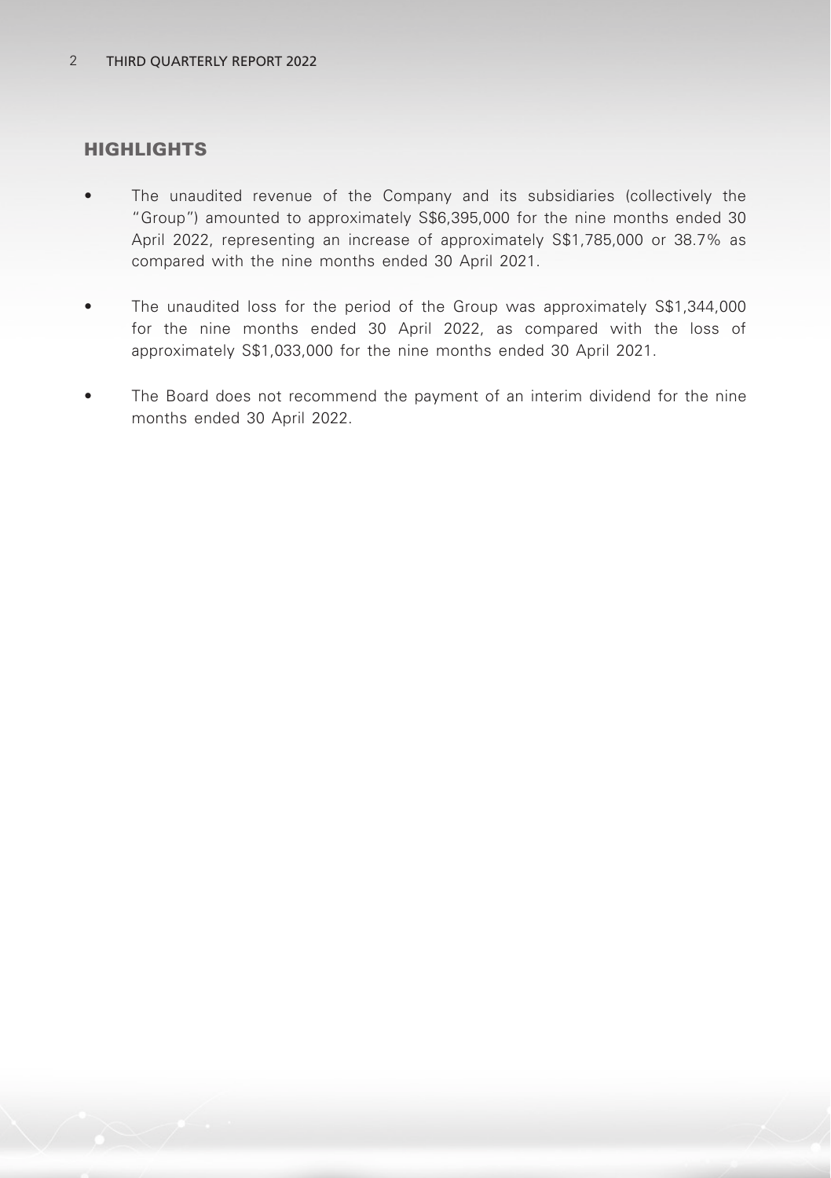## HIGHLIGHTS

- The unaudited revenue of the Company and its subsidiaries (collectively the "Group") amounted to approximately S$6,395,000 for the nine months ended 30 April 2022, representing an increase of approximately S$1,785,000 or 38.7% as compared with the nine months ended 30 April 2021.
- The unaudited loss for the period of the Group was approximately S$1,344,000 for the nine months ended 30 April 2022, as compared with the loss of approximately S$1,033,000 for the nine months ended 30 April 2021.
- The Board does not recommend the payment of an interim dividend for the nine months ended 30 April 2022.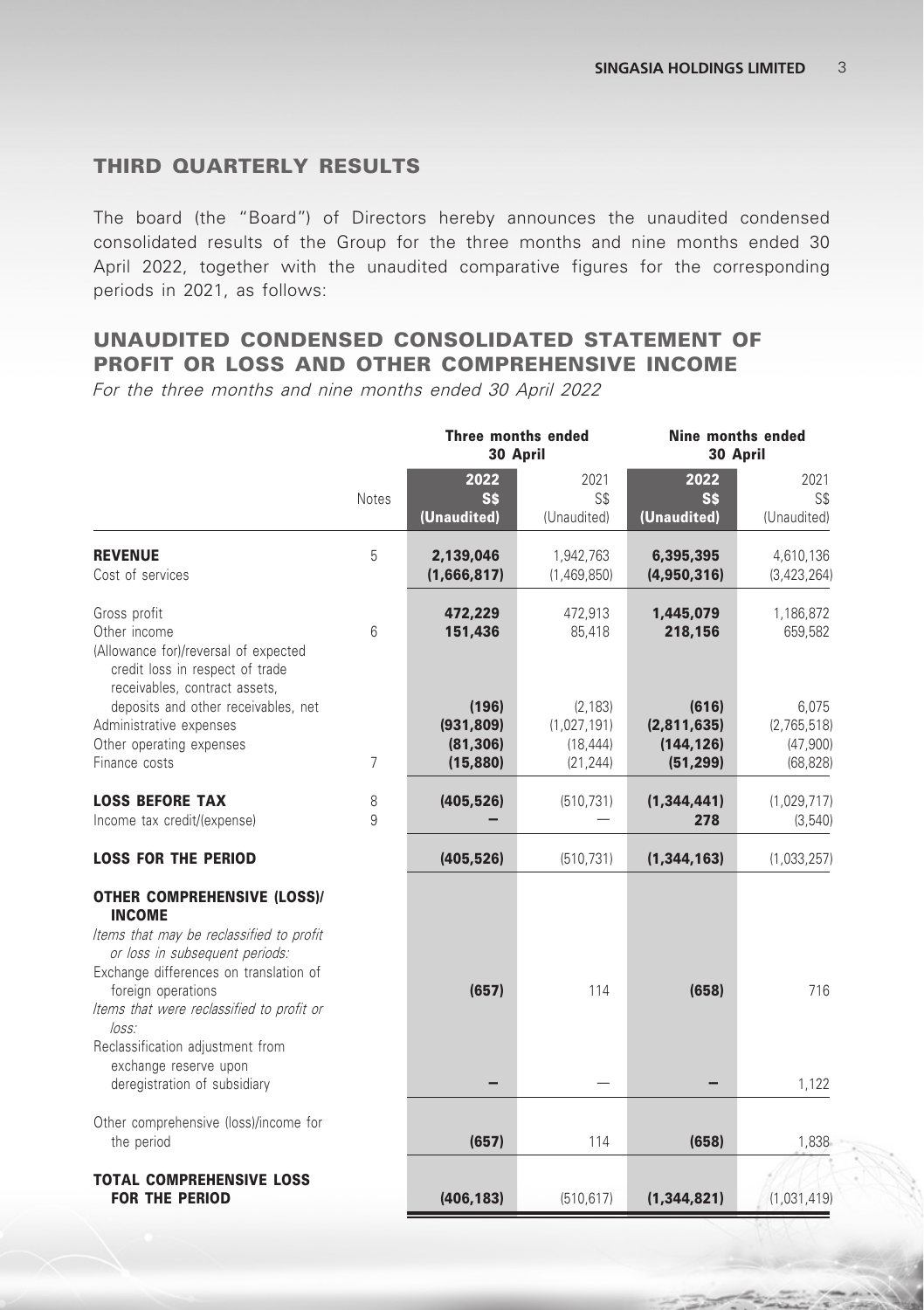## THIRD QUARTERLY RESULTS

The board (the "Board") of Directors hereby announces the unaudited condensed consolidated results of the Group for the three months and nine months ended 30 April 2022, together with the unaudited comparative figures for the corresponding periods in 2021, as follows:

## UNAUDITED CONDENSED CONSOLIDATED STATEMENT OF PROFIT OR LOSS AND OTHER COMPREHENSIVE INCOME

*For the three months and nine months ended 30 April 2022*

| | Notes | Three months ended 30 April | | Nine months ended 30 April | |
|---|---|---|---|---|---|
| | | **2022** | 2021 | **2022** | 2021 |
| | | **S$** | S$ | **S$** | S$ |
| | | **(Unaudited)** | (Unaudited) | **(Unaudited)** | (Unaudited) |
| **REVENUE** | 5 | **2,139,046** | 1,942,763 | **6,395,395** | 4,610,136 |
| Cost of services | | **(1,666,817)** | (1,469,850) | **(4,950,316)** | (3,423,264) |
| Gross profit | | **472,229** | 472,913 | **1,445,079** | 1,186,872 |
| Other income | 6 | **151,436** | 85,418 | **218,156** | 659,582 |
| (Allowance for)/reversal of expected credit loss in respect of trade receivables, contract assets, deposits and other receivables, net | | **(196)** | (2,183) | **(616)** | 6,075 |
| Administrative expenses | | **(931,809)** | (1,027,191) | **(2,811,635)** | (2,765,518) |
| Other operating expenses | | **(81,306)** | (18,444) | **(144,126)** | (47,900) |
| Finance costs | 7 | **(15,880)** | (21,244) | **(51,299)** | (68,828) |
| **LOSS BEFORE TAX** | 8 | **(405,526)** | (510,731) | **(1,344,441)** | (1,029,717) |
| Income tax credit/(expense) | 9 | **–** | — | **278** | (3,540) |
| **LOSS FOR THE PERIOD** | | **(405,526)** | (510,731) | **(1,344,163)** | (1,033,257) |
| **OTHER COMPREHENSIVE (LOSS)/ INCOME** | | | | | |
| *Items that may be reclassified to profit or loss in subsequent periods:* | | | | | |
| Exchange differences on translation of foreign operations | | **(657)** | 114 | **(658)** | 716 |
| *Items that were reclassified to profit or loss:* | | | | | |
| Reclassification adjustment from exchange reserve upon deregistration of subsidiary | | **–** | — | **–** | 1,122 |
| Other comprehensive (loss)/income for the period | | **(657)** | 114 | **(658)** | 1,838 |
| **TOTAL COMPREHENSIVE LOSS FOR THE PERIOD** | | **(406,183)** | (510,617) | **(1,344,821)** | (1,031,419) |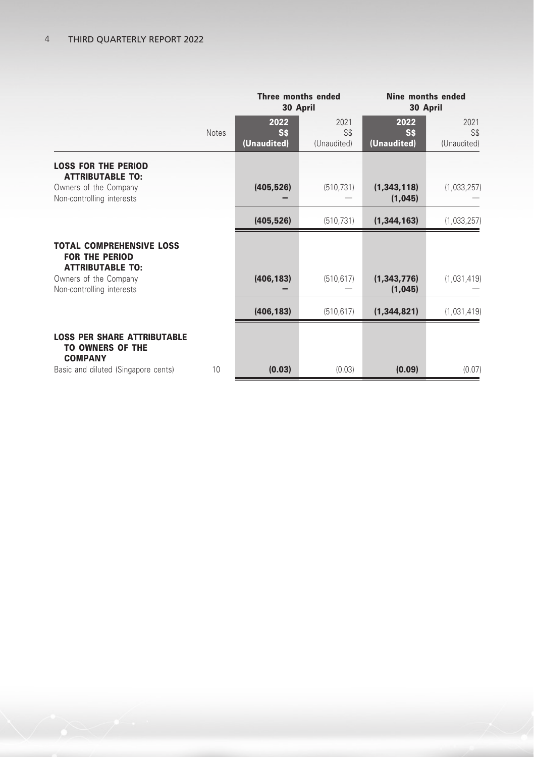| | Notes | Three months ended 30 April | | Nine months ended 30 April | |
|---|---|---|---|---|---|
| | | **2022** | 2021 | **2022** | 2021 |
| | | **S$** | S$ | **S$** | S$ |
| | | **(Unaudited)** | (Unaudited) | **(Unaudited)** | (Unaudited) |
| **LOSS FOR THE PERIOD ATTRIBUTABLE TO:** | | | | | |
| Owners of the Company | | **(405,526)** | (510,731) | **(1,343,118)** | (1,033,257) |
| Non-controlling interests | | **–** | — | **(1,045)** | — |
| | | **(405,526)** | (510,731) | **(1,344,163)** | (1,033,257) |
| **TOTAL COMPREHENSIVE LOSS FOR THE PERIOD ATTRIBUTABLE TO:** | | | | | |
| Owners of the Company | | **(406,183)** | (510,617) | **(1,343,776)** | (1,031,419) |
| Non-controlling interests | | **–** | — | **(1,045)** | — |
| | | **(406,183)** | (510,617) | **(1,344,821)** | (1,031,419) |
| **LOSS PER SHARE ATTRIBUTABLE TO OWNERS OF THE COMPANY** | | | | | |
| Basic and diluted (Singapore cents) | 10 | **(0.03)** | (0.03) | **(0.09)** | (0.07) |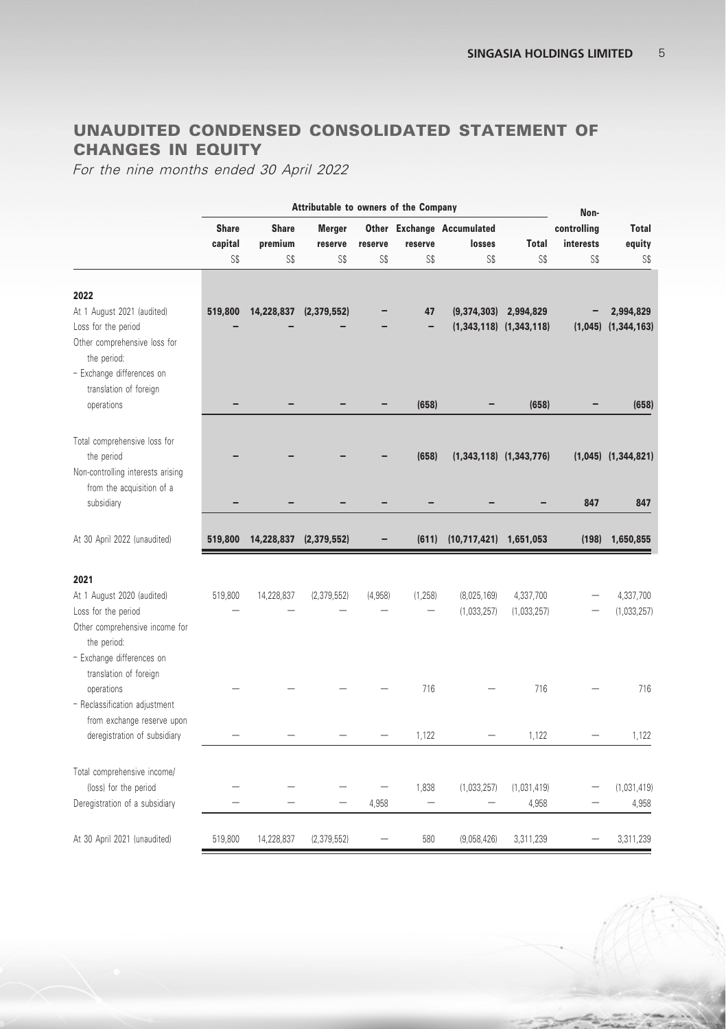# UNAUDITED CONDENSED CONSOLIDATED STATEMENT OF CHANGES IN EQUITY

*For the nine months ended 30 April 2022*

| | Attributable to owners of the Company | | | | | | | Non- | |
|---|---|---|---|---|---|---|---|---|---|
| | Share capital | Share premium | Merger reserve | Other reserve | Exchange reserve | Accumulated losses | Total | controlling interests | Total equity |
| | S$ | S$ | S$ | S$ | S$ | S$ | S$ | S$ | S$ |
| **2022** | | | | | | | | | |
| At 1 August 2021 (audited) | **519,800** | **14,228,837** | **(2,379,552)** | **–** | **47** | **(9,374,303)** | **2,994,829** | **–** | **2,994,829** |
| Loss for the period | **–** | **–** | **–** | **–** | **–** | **(1,343,118)** | **(1,343,118)** | **(1,045)** | **(1,344,163)** |
| Other comprehensive loss for the period: | | | | | | | | | |
| – Exchange differences on translation of foreign operations | **–** | **–** | **–** | **–** | **(658)** | **–** | **(658)** | **–** | **(658)** |
| Total comprehensive loss for the period | **–** | **–** | **–** | **–** | **(658)** | **(1,343,118)** | **(1,343,776)** | **(1,045)** | **(1,344,821)** |
| Non-controlling interests arising from the acquisition of a subsidiary | **–** | **–** | **–** | **–** | **–** | **–** | **–** | **847** | **847** |
| At 30 April 2022 (unaudited) | **519,800** | **14,228,837** | **(2,379,552)** | **–** | **(611)** | **(10,717,421)** | **1,651,053** | **(198)** | **1,650,855** |
| **2021** | | | | | | | | | |
| At 1 August 2020 (audited) | 519,800 | 14,228,837 | (2,379,552) | (4,958) | (1,258) | (8,025,169) | 4,337,700 | – | 4,337,700 |
| Loss for the period | – | – | – | – | – | (1,033,257) | (1,033,257) | – | (1,033,257) |
| Other comprehensive income for the period: | | | | | | | | | |
| – Exchange differences on translation of foreign operations | – | – | – | – | 716 | – | 716 | – | 716 |
| – Reclassification adjustment from exchange reserve upon deregistration of subsidiary | – | – | – | – | 1,122 | – | 1,122 | – | 1,122 |
| Total comprehensive income/(loss) for the period | – | – | – | – | 1,838 | (1,033,257) | (1,031,419) | – | (1,031,419) |
| Deregistration of a subsidiary | – | – | – | 4,958 | – | – | 4,958 | – | 4,958 |
| At 30 April 2021 (unaudited) | 519,800 | 14,228,837 | (2,379,552) | – | 580 | (9,058,426) | 3,311,239 | – | 3,311,239 |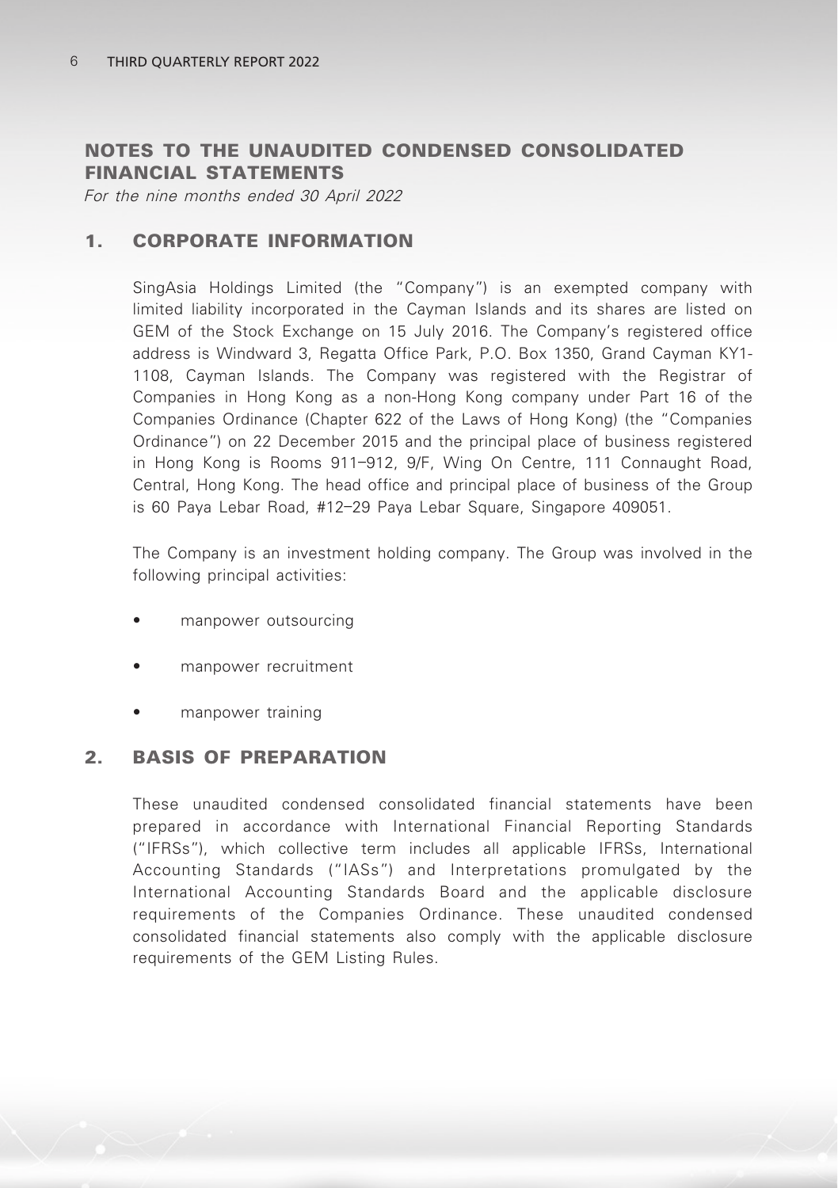# NOTES TO THE UNAUDITED CONDENSED CONSOLIDATED FINANCIAL STATEMENTS

*For the nine months ended 30 April 2022*

## 1. CORPORATE INFORMATION

SingAsia Holdings Limited (the "Company") is an exempted company with limited liability incorporated in the Cayman Islands and its shares are listed on GEM of the Stock Exchange on 15 July 2016. The Company's registered office address is Windward 3, Regatta Office Park, P.O. Box 1350, Grand Cayman KY1-1108, Cayman Islands. The Company was registered with the Registrar of Companies in Hong Kong as a non-Hong Kong company under Part 16 of the Companies Ordinance (Chapter 622 of the Laws of Hong Kong) (the "Companies Ordinance") on 22 December 2015 and the principal place of business registered in Hong Kong is Rooms 911–912, 9/F, Wing On Centre, 111 Connaught Road, Central, Hong Kong. The head office and principal place of business of the Group is 60 Paya Lebar Road, #12–29 Paya Lebar Square, Singapore 409051.

The Company is an investment holding company. The Group was involved in the following principal activities:

- manpower outsourcing
- manpower recruitment
- manpower training

## 2. BASIS OF PREPARATION

These unaudited condensed consolidated financial statements have been prepared in accordance with International Financial Reporting Standards ("IFRSs"), which collective term includes all applicable IFRSs, International Accounting Standards ("IASs") and Interpretations promulgated by the International Accounting Standards Board and the applicable disclosure requirements of the Companies Ordinance. These unaudited condensed consolidated financial statements also comply with the applicable disclosure requirements of the GEM Listing Rules.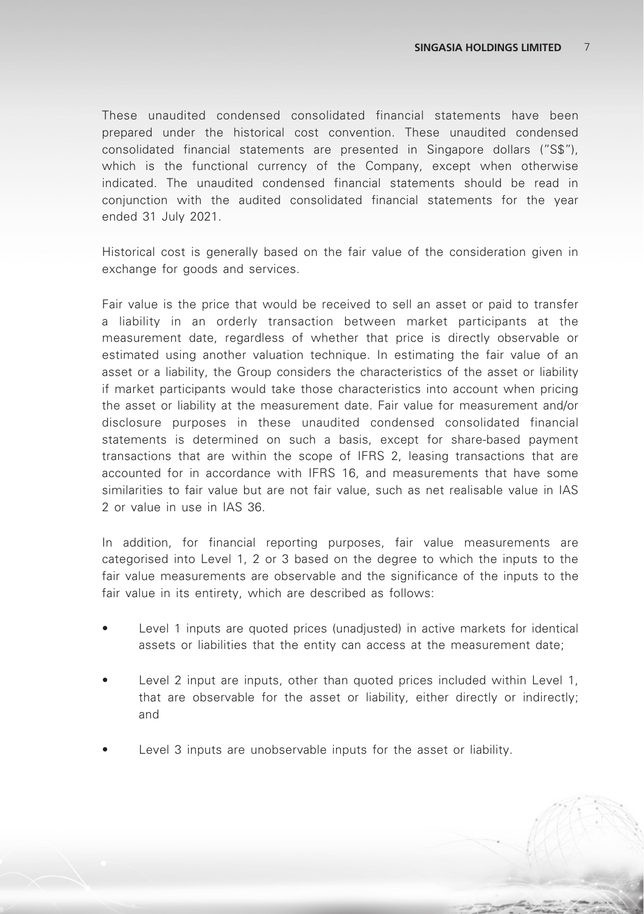These unaudited condensed consolidated financial statements have been prepared under the historical cost convention. These unaudited condensed consolidated financial statements are presented in Singapore dollars ("S$"), which is the functional currency of the Company, except when otherwise indicated. The unaudited condensed financial statements should be read in conjunction with the audited consolidated financial statements for the year ended 31 July 2021.

Historical cost is generally based on the fair value of the consideration given in exchange for goods and services.

Fair value is the price that would be received to sell an asset or paid to transfer a liability in an orderly transaction between market participants at the measurement date, regardless of whether that price is directly observable or estimated using another valuation technique. In estimating the fair value of an asset or a liability, the Group considers the characteristics of the asset or liability if market participants would take those characteristics into account when pricing the asset or liability at the measurement date. Fair value for measurement and/or disclosure purposes in these unaudited condensed consolidated financial statements is determined on such a basis, except for share-based payment transactions that are within the scope of IFRS 2, leasing transactions that are accounted for in accordance with IFRS 16, and measurements that have some similarities to fair value but are not fair value, such as net realisable value in IAS 2 or value in use in IAS 36.

In addition, for financial reporting purposes, fair value measurements are categorised into Level 1, 2 or 3 based on the degree to which the inputs to the fair value measurements are observable and the significance of the inputs to the fair value in its entirety, which are described as follows:

- Level 1 inputs are quoted prices (unadjusted) in active markets for identical assets or liabilities that the entity can access at the measurement date;
- Level 2 input are inputs, other than quoted prices included within Level 1, that are observable for the asset or liability, either directly or indirectly; and
- Level 3 inputs are unobservable inputs for the asset or liability.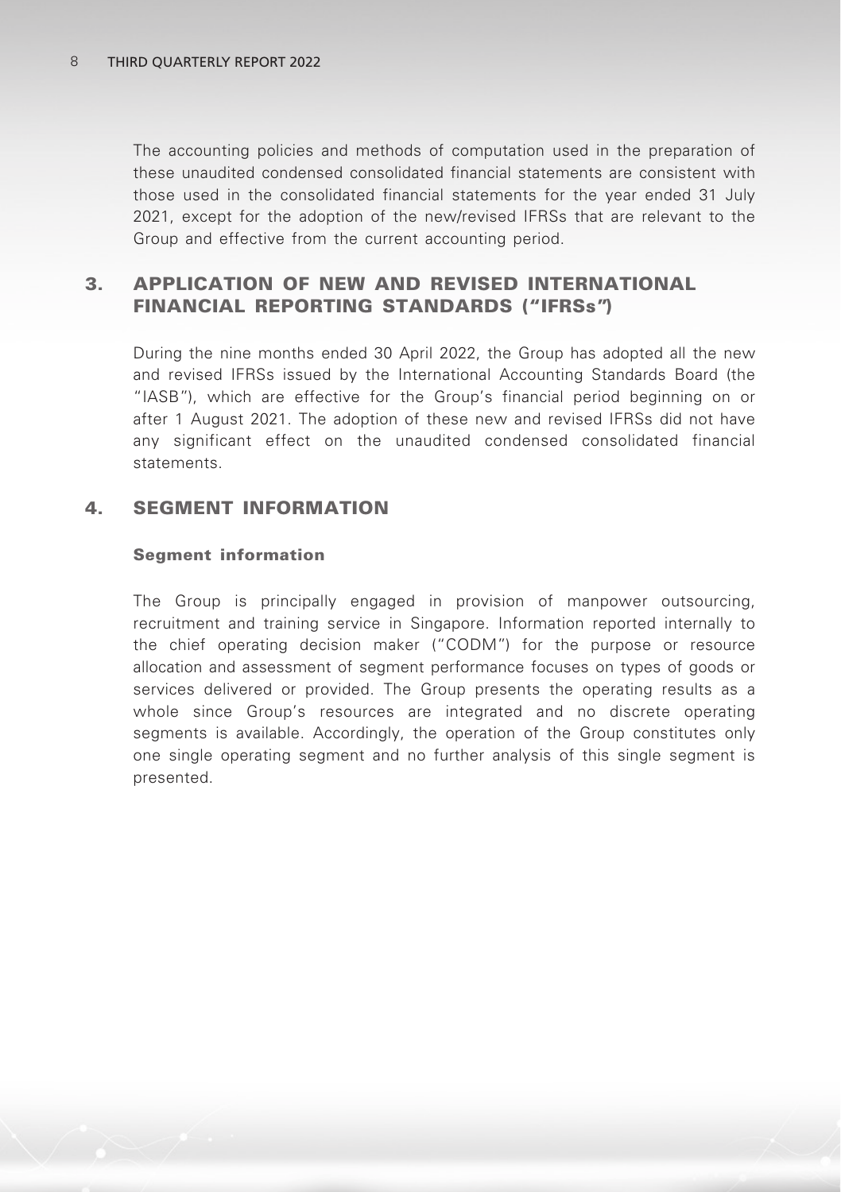The accounting policies and methods of computation used in the preparation of these unaudited condensed consolidated financial statements are consistent with those used in the consolidated financial statements for the year ended 31 July 2021, except for the adoption of the new/revised IFRSs that are relevant to the Group and effective from the current accounting period.

## 3. APPLICATION OF NEW AND REVISED INTERNATIONAL FINANCIAL REPORTING STANDARDS ("IFRSs")

During the nine months ended 30 April 2022, the Group has adopted all the new and revised IFRSs issued by the International Accounting Standards Board (the "IASB"), which are effective for the Group's financial period beginning on or after 1 August 2021. The adoption of these new and revised IFRSs did not have any significant effect on the unaudited condensed consolidated financial statements.

## 4. SEGMENT INFORMATION

### Segment information

The Group is principally engaged in provision of manpower outsourcing, recruitment and training service in Singapore. Information reported internally to the chief operating decision maker ("CODM") for the purpose or resource allocation and assessment of segment performance focuses on types of goods or services delivered or provided. The Group presents the operating results as a whole since Group's resources are integrated and no discrete operating segments is available. Accordingly, the operation of the Group constitutes only one single operating segment and no further analysis of this single segment is presented.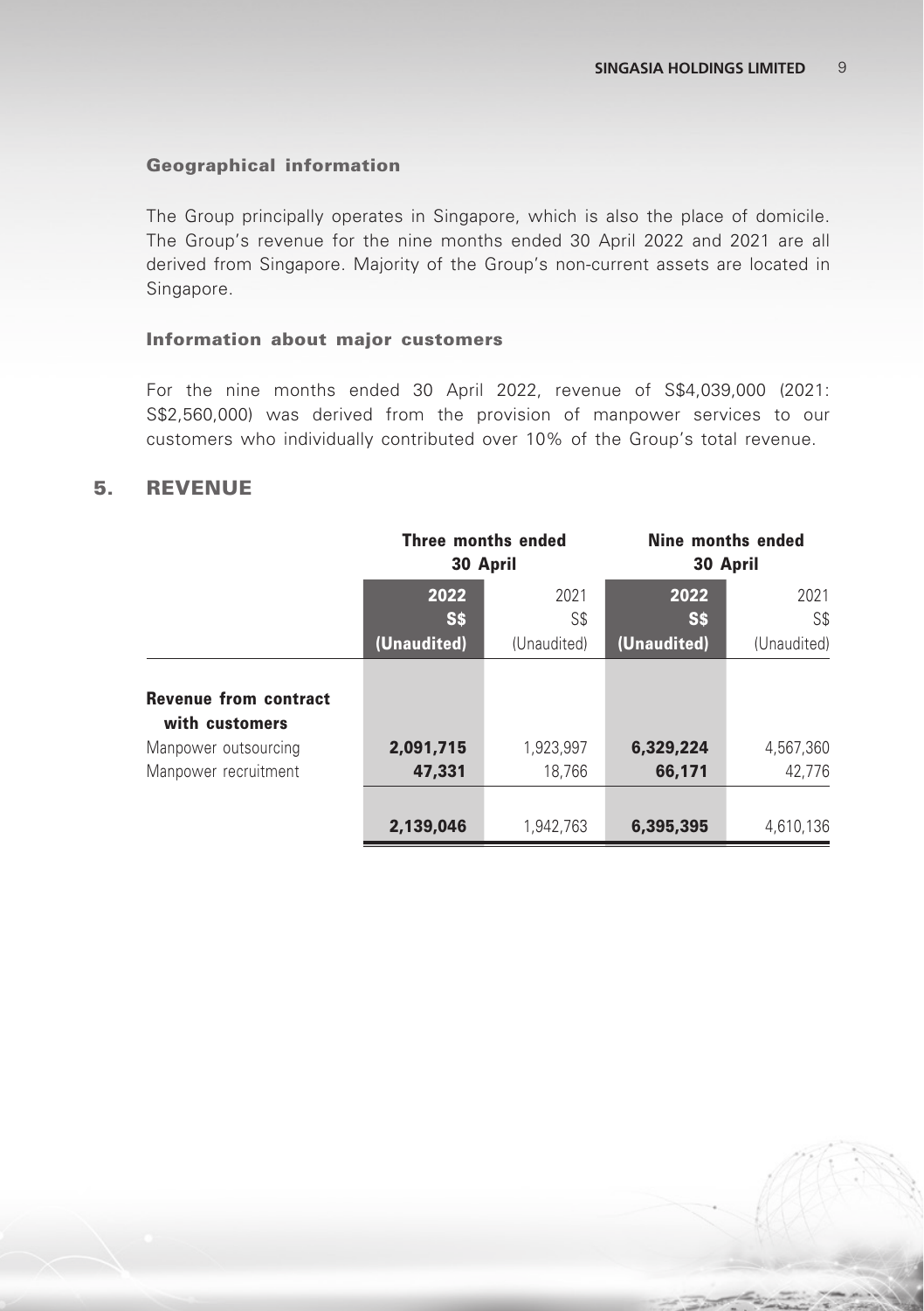### Geographical information

The Group principally operates in Singapore, which is also the place of domicile. The Group's revenue for the nine months ended 30 April 2022 and 2021 are all derived from Singapore. Majority of the Group's non-current assets are located in Singapore.

### Information about major customers

For the nine months ended 30 April 2022, revenue of S$4,039,000 (2021: S$2,560,000) was derived from the provision of manpower services to our customers who individually contributed over 10% of the Group's total revenue.

## 5. REVENUE

| | Three months ended 30 April | | Nine months ended 30 April | |
|---|---|---|---|---|
| | **2022** | 2021 | **2022** | 2021 |
| | **S$** | S$ | **S$** | S$ |
| | **(Unaudited)** | (Unaudited) | **(Unaudited)** | (Unaudited) |
| **Revenue from contract with customers** | | | | |
| Manpower outsourcing | **2,091,715** | 1,923,997 | **6,329,224** | 4,567,360 |
| Manpower recruitment | **47,331** | 18,766 | **66,171** | 42,776 |
| | **2,139,046** | 1,942,763 | **6,395,395** | 4,610,136 |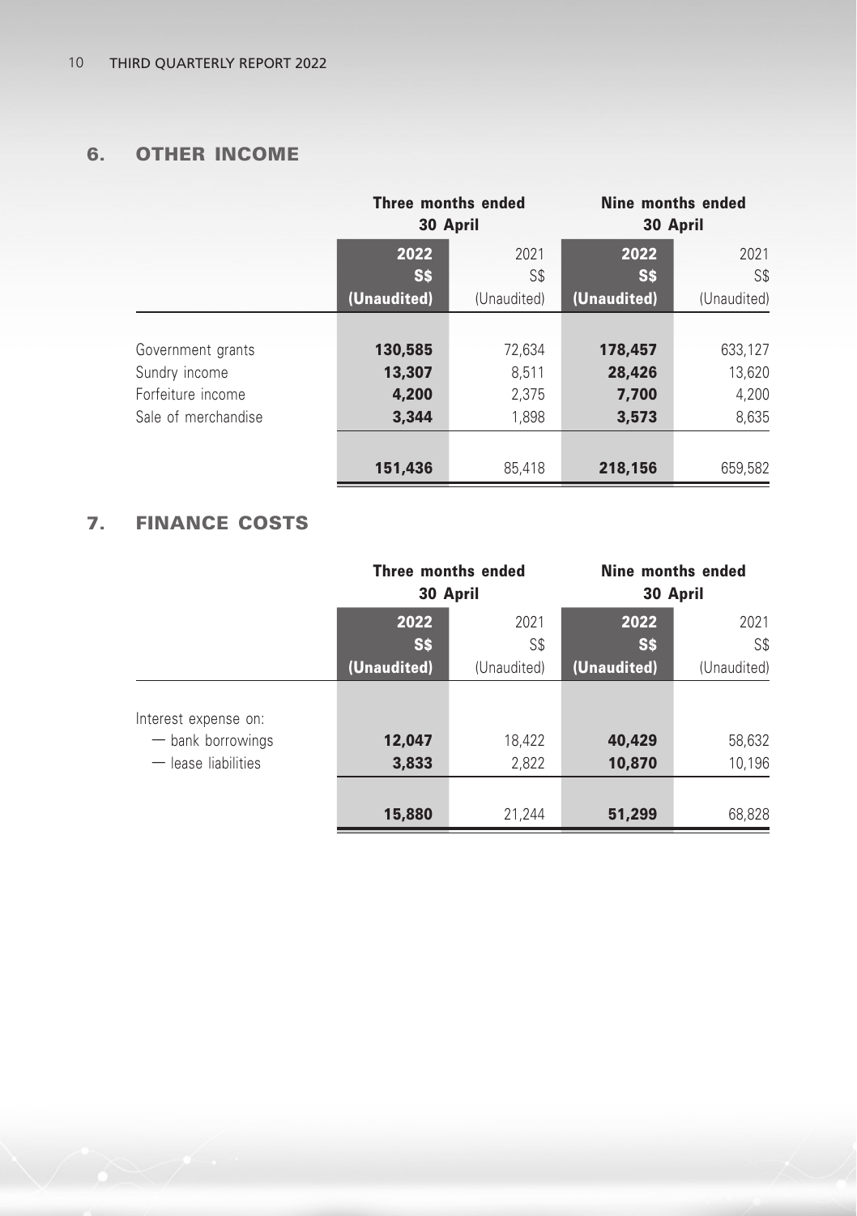## 6. OTHER INCOME

| | Three months ended 30 April | | Nine months ended 30 April | |
|---|---|---|---|---|
| | **2022** | 2021 | **2022** | 2021 |
| | **S$** | S$ | **S$** | S$ |
| | **(Unaudited)** | (Unaudited) | **(Unaudited)** | (Unaudited) |
| Government grants | **130,585** | 72,634 | **178,457** | 633,127 |
| Sundry income | **13,307** | 8,511 | **28,426** | 13,620 |
| Forfeiture income | **4,200** | 2,375 | **7,700** | 4,200 |
| Sale of merchandise | **3,344** | 1,898 | **3,573** | 8,635 |
| | **151,436** | 85,418 | **218,156** | 659,582 |

## 7. FINANCE COSTS

| | Three months ended 30 April | | Nine months ended 30 April | |
|---|---|---|---|---|
| | **2022** | 2021 | **2022** | 2021 |
| | **S$** | S$ | **S$** | S$ |
| | **(Unaudited)** | (Unaudited) | **(Unaudited)** | (Unaudited) |
| Interest expense on: | | | | |
| — bank borrowings | **12,047** | 18,422 | **40,429** | 58,632 |
| — lease liabilities | **3,833** | 2,822 | **10,870** | 10,196 |
| | **15,880** | 21,244 | **51,299** | 68,828 |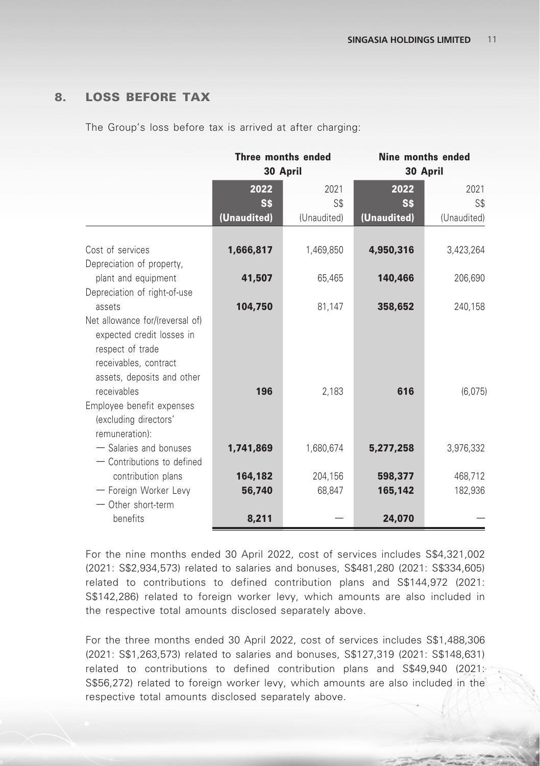## 8. LOSS BEFORE TAX

The Group's loss before tax is arrived at after charging:

| | Three months ended 30 April | | Nine months ended 30 April | |
|---|---|---|---|---|
| | **2022** | 2021 | **2022** | 2021 |
| | **S$** | S$ | **S$** | S$ |
| | **(Unaudited)** | (Unaudited) | **(Unaudited)** | (Unaudited) |
| Cost of services | **1,666,817** | 1,469,850 | **4,950,316** | 3,423,264 |
| Depreciation of property, plant and equipment | **41,507** | 65,465 | **140,466** | 206,690 |
| Depreciation of right-of-use assets | **104,750** | 81,147 | **358,652** | 240,158 |
| Net allowance for/(reversal of) expected credit losses in respect of trade receivables, contract assets, deposits and other receivables | **196** | 2,183 | **616** | (6,075) |
| Employee benefit expenses (excluding directors' remuneration): | | | | |
| — Salaries and bonuses | **1,741,869** | 1,680,674 | **5,277,258** | 3,976,332 |
| — Contributions to defined contribution plans | **164,182** | 204,156 | **598,377** | 468,712 |
| — Foreign Worker Levy | **56,740** | 68,847 | **165,142** | 182,936 |
| — Other short-term benefits | **8,211** | — | **24,070** | — |

For the nine months ended 30 April 2022, cost of services includes S$4,321,002 (2021: S$2,934,573) related to salaries and bonuses, S$481,280 (2021: S$334,605) related to contributions to defined contribution plans and S$144,972 (2021: S$142,286) related to foreign worker levy, which amounts are also included in the respective total amounts disclosed separately above.

For the three months ended 30 April 2022, cost of services includes S$1,488,306 (2021: S$1,263,573) related to salaries and bonuses, S$127,319 (2021: S$148,631) related to contributions to defined contribution plans and S$49,940 (2021: S$56,272) related to foreign worker levy, which amounts are also included in the respective total amounts disclosed separately above.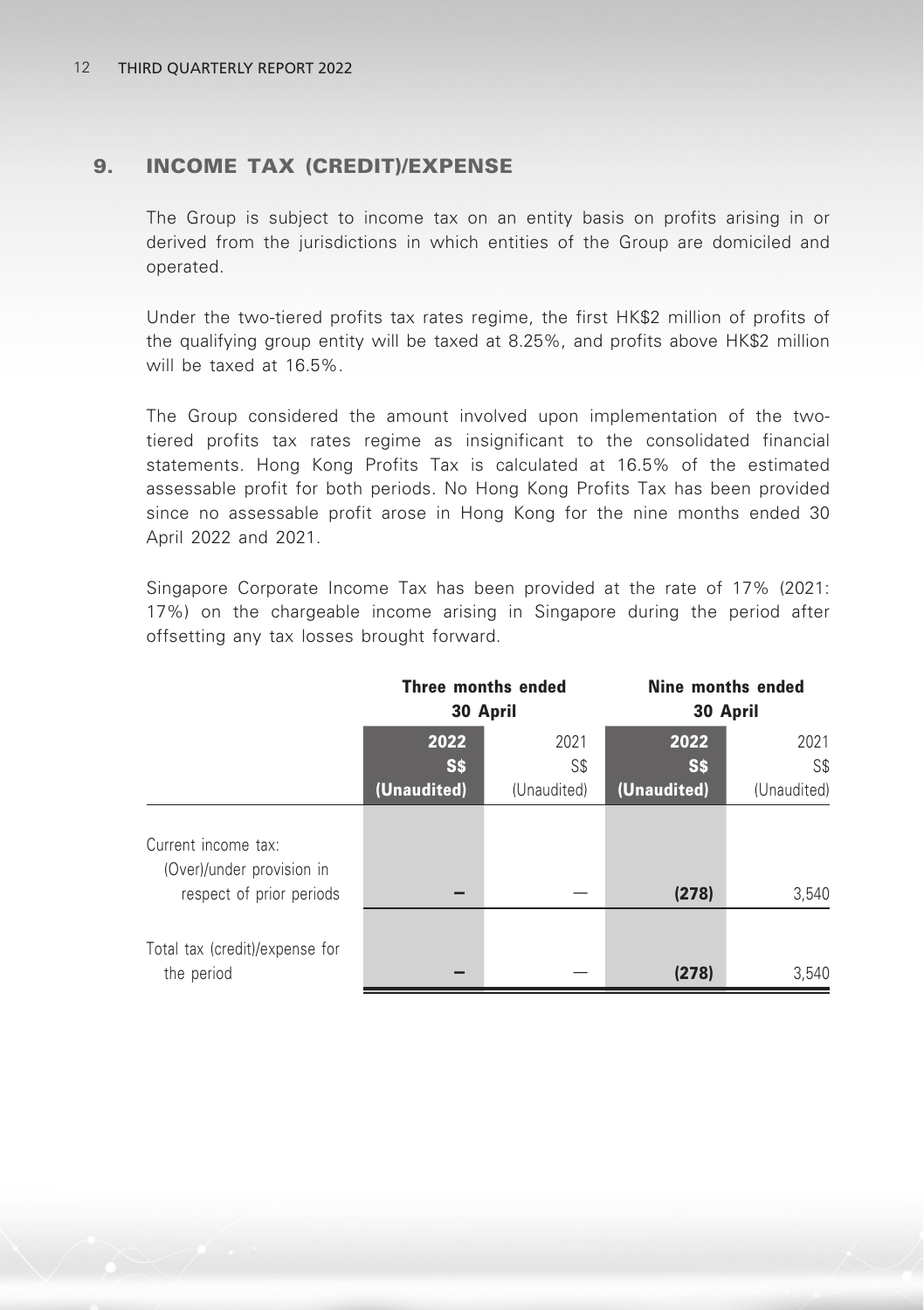## 9. INCOME TAX (CREDIT)/EXPENSE

The Group is subject to income tax on an entity basis on profits arising in or derived from the jurisdictions in which entities of the Group are domiciled and operated.

Under the two-tiered profits tax rates regime, the first HK$2 million of profits of the qualifying group entity will be taxed at 8.25%, and profits above HK$2 million will be taxed at 16.5%.

The Group considered the amount involved upon implementation of the two-tiered profits tax rates regime as insignificant to the consolidated financial statements. Hong Kong Profits Tax is calculated at 16.5% of the estimated assessable profit for both periods. No Hong Kong Profits Tax has been provided since no assessable profit arose in Hong Kong for the nine months ended 30 April 2022 and 2021.

Singapore Corporate Income Tax has been provided at the rate of 17% (2021: 17%) on the chargeable income arising in Singapore during the period after offsetting any tax losses brought forward.

| | **Three months ended 30 April** | | **Nine months ended 30 April** | |
|---|---|---|---|---|
| | **2022** | 2021 | **2022** | 2021 |
| | **S$** | S$ | **S$** | S$ |
| | **(Unaudited)** | (Unaudited) | **(Unaudited)** | (Unaudited) |
| Current income tax: | | | | |
| (Over)/under provision in respect of prior periods | **–** | — | **(278)** | 3,540 |
| Total tax (credit)/expense for the period | **–** | — | **(278)** | 3,540 |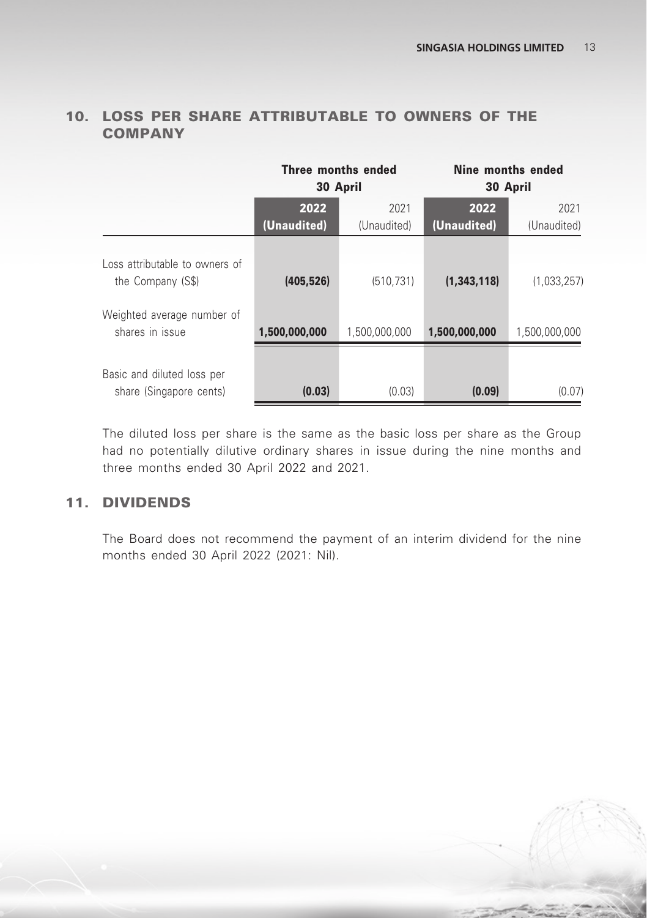## 10. LOSS PER SHARE ATTRIBUTABLE TO OWNERS OF THE COMPANY

| | Three months ended 30 April | | Nine months ended 30 April | |
|---|---|---|---|---|
| | **2022 (Unaudited)** | 2021 (Unaudited) | **2022 (Unaudited)** | 2021 (Unaudited) |
| Loss attributable to owners of the Company (S$) | **(405,526)** | (510,731) | **(1,343,118)** | (1,033,257) |
| Weighted average number of shares in issue | **1,500,000,000** | 1,500,000,000 | **1,500,000,000** | 1,500,000,000 |
| Basic and diluted loss per share (Singapore cents) | **(0.03)** | (0.03) | **(0.09)** | (0.07) |

The diluted loss per share is the same as the basic loss per share as the Group had no potentially dilutive ordinary shares in issue during the nine months and three months ended 30 April 2022 and 2021.

## 11. DIVIDENDS

The Board does not recommend the payment of an interim dividend for the nine months ended 30 April 2022 (2021: Nil).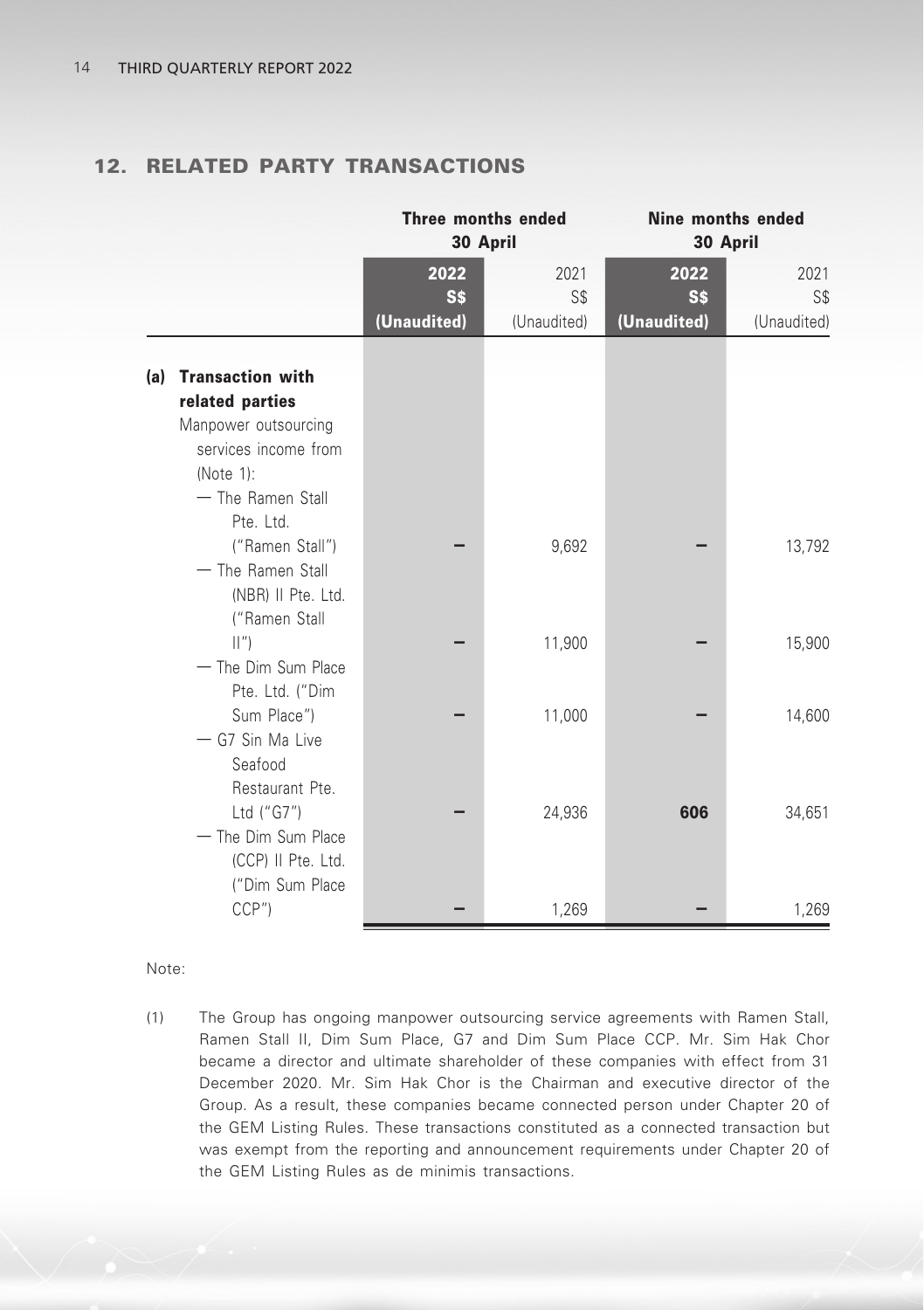## 12. RELATED PARTY TRANSACTIONS

| | Three months ended 30 April | | Nine months ended 30 April | |
|---|---|---|---|---|
| | **2022** | 2021 | **2022** | 2021 |
| | **S$** | S$ | **S$** | S$ |
| | **(Unaudited)** | (Unaudited) | **(Unaudited)** | (Unaudited) |
| **(a) Transaction with related parties** | | | | |
| Manpower outsourcing services income from (Note 1): | | | | |
| — The Ramen Stall Pte. Ltd. ("Ramen Stall") | **–** | 9,692 | **–** | 13,792 |
| — The Ramen Stall (NBR) II Pte. Ltd. ("Ramen Stall II") | **–** | 11,900 | **–** | 15,900 |
| — The Dim Sum Place Pte. Ltd. ("Dim Sum Place") | **–** | 11,000 | **–** | 14,600 |
| — G7 Sin Ma Live Seafood Restaurant Pte. Ltd ("G7") | **–** | 24,936 | **606** | 34,651 |
| — The Dim Sum Place (CCP) II Pte. Ltd. ("Dim Sum Place CCP") | **–** | 1,269 | **–** | 1,269 |

Note:

(1) The Group has ongoing manpower outsourcing service agreements with Ramen Stall, Ramen Stall II, Dim Sum Place, G7 and Dim Sum Place CCP. Mr. Sim Hak Chor became a director and ultimate shareholder of these companies with effect from 31 December 2020. Mr. Sim Hak Chor is the Chairman and executive director of the Group. As a result, these companies became connected person under Chapter 20 of the GEM Listing Rules. These transactions constituted as a connected transaction but was exempt from the reporting and announcement requirements under Chapter 20 of the GEM Listing Rules as de minimis transactions.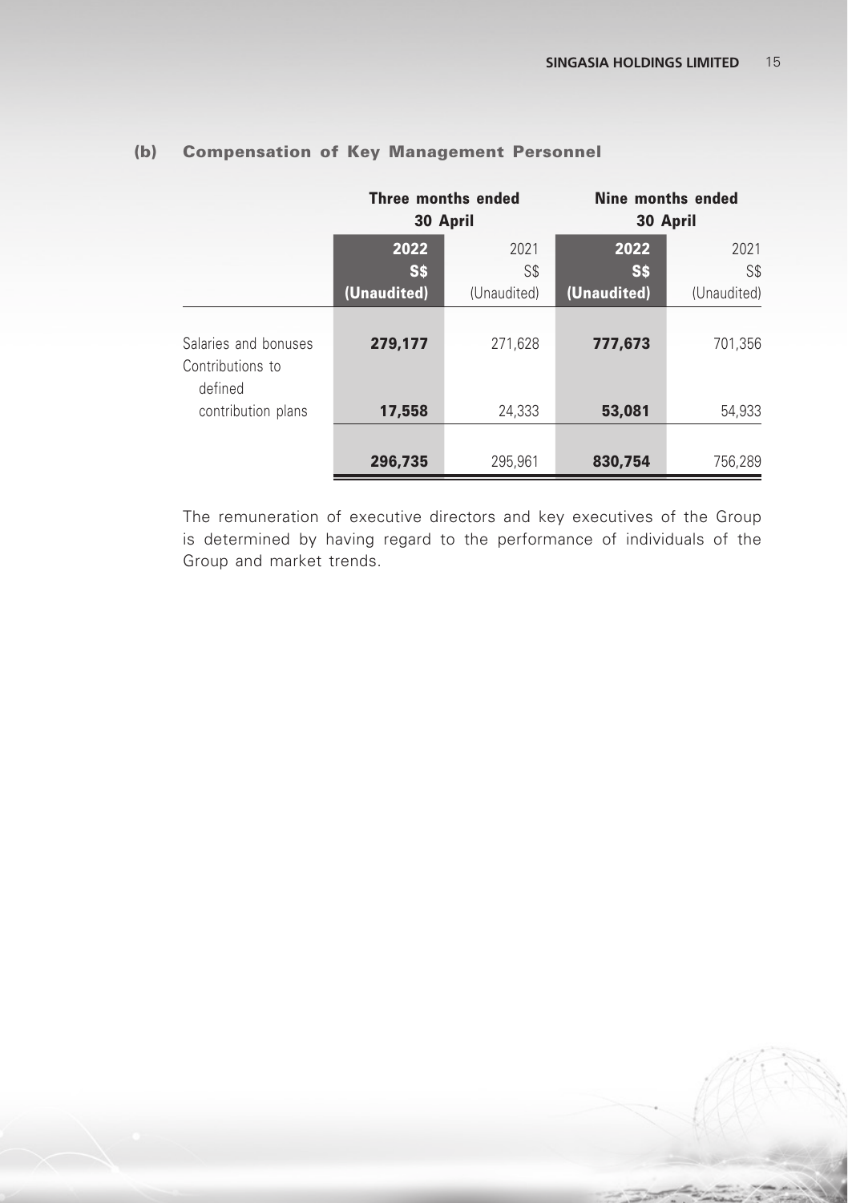### (b) Compensation of Key Management Personnel

| | Three months ended 30 April | | Nine months ended 30 April | |
|---|---|---|---|---|
| | **2022** | 2021 | **2022** | 2021 |
| | **S$** | S$ | **S$** | S$ |
| | **(Unaudited)** | (Unaudited) | **(Unaudited)** | (Unaudited) |
| Salaries and bonuses | **279,177** | 271,628 | **777,673** | 701,356 |
| Contributions to defined contribution plans | **17,558** | 24,333 | **53,081** | 54,933 |
| | **296,735** | 295,961 | **830,754** | 756,289 |

The remuneration of executive directors and key executives of the Group is determined by having regard to the performance of individuals of the Group and market trends.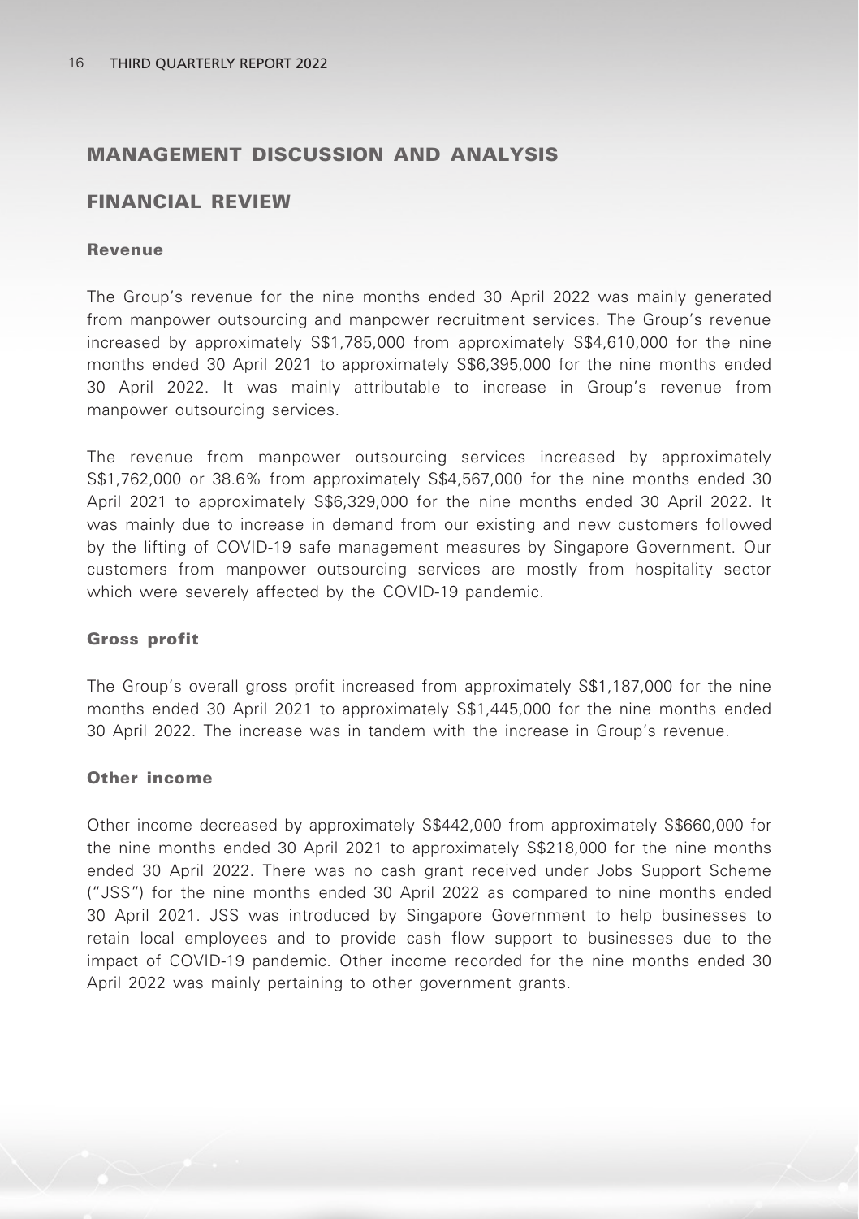# MANAGEMENT DISCUSSION AND ANALYSIS

## FINANCIAL REVIEW

### Revenue

The Group's revenue for the nine months ended 30 April 2022 was mainly generated from manpower outsourcing and manpower recruitment services. The Group's revenue increased by approximately S$1,785,000 from approximately S$4,610,000 for the nine months ended 30 April 2021 to approximately S$6,395,000 for the nine months ended 30 April 2022. It was mainly attributable to increase in Group's revenue from manpower outsourcing services.

The revenue from manpower outsourcing services increased by approximately S$1,762,000 or 38.6% from approximately S$4,567,000 for the nine months ended 30 April 2021 to approximately S$6,329,000 for the nine months ended 30 April 2022. It was mainly due to increase in demand from our existing and new customers followed by the lifting of COVID-19 safe management measures by Singapore Government. Our customers from manpower outsourcing services are mostly from hospitality sector which were severely affected by the COVID-19 pandemic.

### Gross profit

The Group's overall gross profit increased from approximately S$1,187,000 for the nine months ended 30 April 2021 to approximately S$1,445,000 for the nine months ended 30 April 2022. The increase was in tandem with the increase in Group's revenue.

### Other income

Other income decreased by approximately S$442,000 from approximately S$660,000 for the nine months ended 30 April 2021 to approximately S$218,000 for the nine months ended 30 April 2022. There was no cash grant received under Jobs Support Scheme ("JSS") for the nine months ended 30 April 2022 as compared to nine months ended 30 April 2021. JSS was introduced by Singapore Government to help businesses to retain local employees and to provide cash flow support to businesses due to the impact of COVID-19 pandemic. Other income recorded for the nine months ended 30 April 2022 was mainly pertaining to other government grants.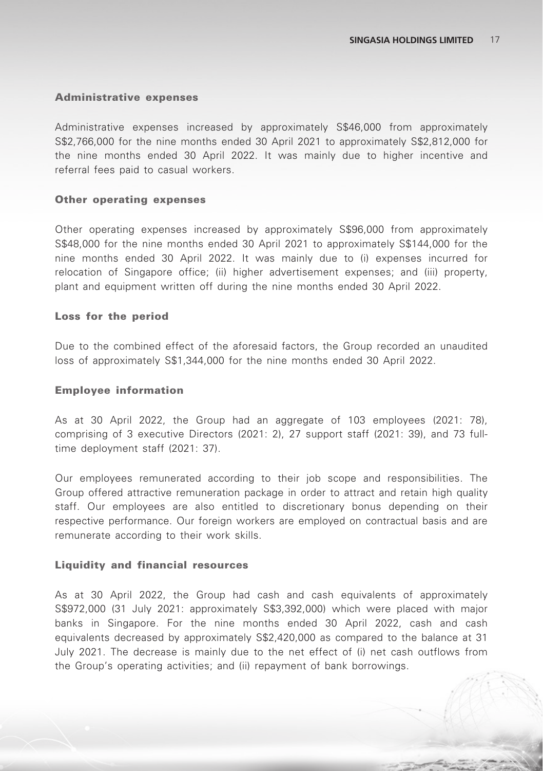### Administrative expenses

Administrative expenses increased by approximately S$46,000 from approximately S$2,766,000 for the nine months ended 30 April 2021 to approximately S$2,812,000 for the nine months ended 30 April 2022. It was mainly due to higher incentive and referral fees paid to casual workers.

### Other operating expenses

Other operating expenses increased by approximately S$96,000 from approximately S$48,000 for the nine months ended 30 April 2021 to approximately S$144,000 for the nine months ended 30 April 2022. It was mainly due to (i) expenses incurred for relocation of Singapore office; (ii) higher advertisement expenses; and (iii) property, plant and equipment written off during the nine months ended 30 April 2022.

### Loss for the period

Due to the combined effect of the aforesaid factors, the Group recorded an unaudited loss of approximately S$1,344,000 for the nine months ended 30 April 2022.

### Employee information

As at 30 April 2022, the Group had an aggregate of 103 employees (2021: 78), comprising of 3 executive Directors (2021: 2), 27 support staff (2021: 39), and 73 full-time deployment staff (2021: 37).

Our employees remunerated according to their job scope and responsibilities. The Group offered attractive remuneration package in order to attract and retain high quality staff. Our employees are also entitled to discretionary bonus depending on their respective performance. Our foreign workers are employed on contractual basis and are remunerate according to their work skills.

### Liquidity and financial resources

As at 30 April 2022, the Group had cash and cash equivalents of approximately S$972,000 (31 July 2021: approximately S$3,392,000) which were placed with major banks in Singapore. For the nine months ended 30 April 2022, cash and cash equivalents decreased by approximately S$2,420,000 as compared to the balance at 31 July 2021. The decrease is mainly due to the net effect of (i) net cash outflows from the Group's operating activities; and (ii) repayment of bank borrowings.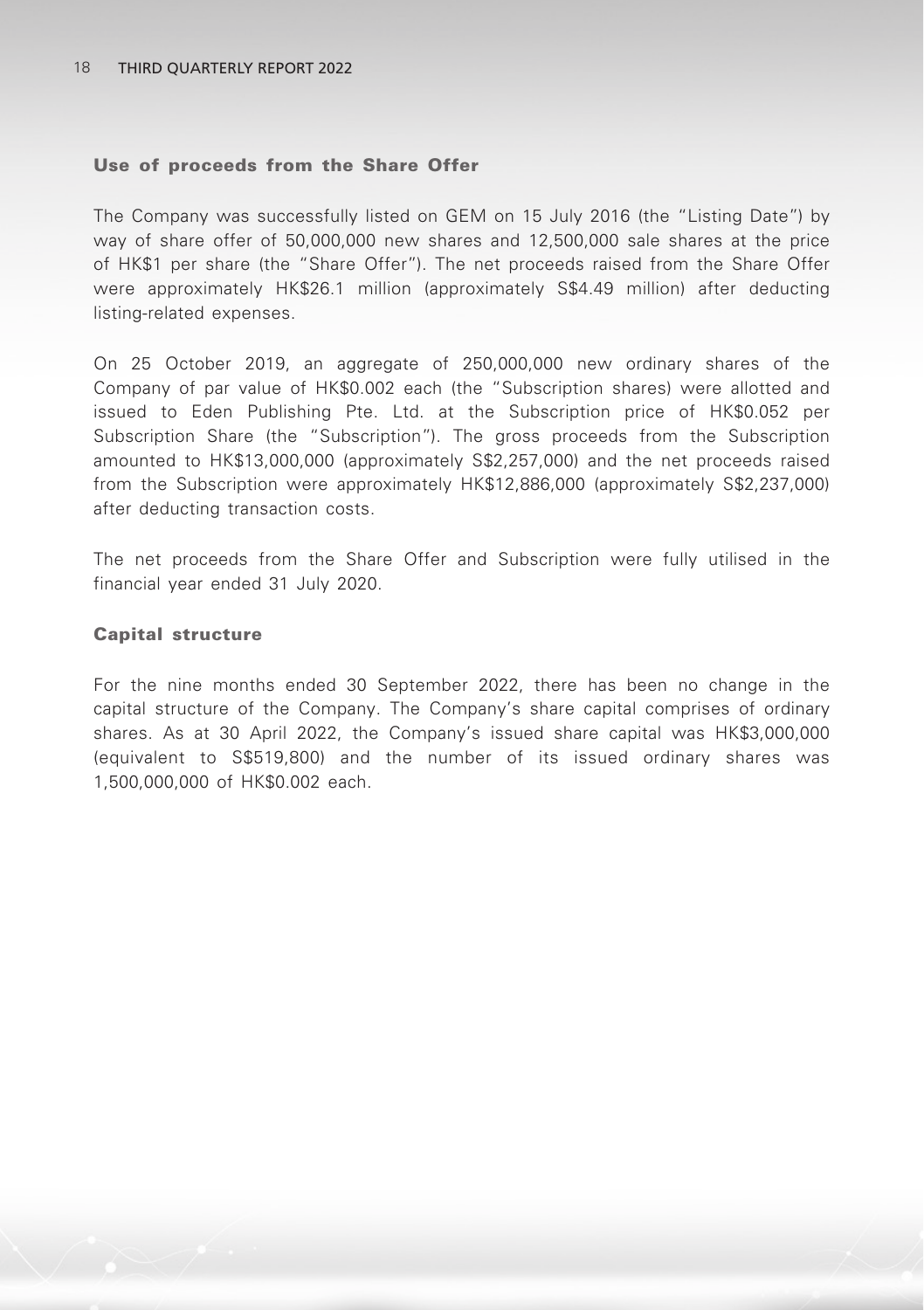### Use of proceeds from the Share Offer

The Company was successfully listed on GEM on 15 July 2016 (the "Listing Date") by way of share offer of 50,000,000 new shares and 12,500,000 sale shares at the price of HK$1 per share (the "Share Offer"). The net proceeds raised from the Share Offer were approximately HK$26.1 million (approximately S$4.49 million) after deducting listing-related expenses.

On 25 October 2019, an aggregate of 250,000,000 new ordinary shares of the Company of par value of HK$0.002 each (the "Subscription shares) were allotted and issued to Eden Publishing Pte. Ltd. at the Subscription price of HK$0.052 per Subscription Share (the "Subscription"). The gross proceeds from the Subscription amounted to HK$13,000,000 (approximately S$2,257,000) and the net proceeds raised from the Subscription were approximately HK$12,886,000 (approximately S$2,237,000) after deducting transaction costs.

The net proceeds from the Share Offer and Subscription were fully utilised in the financial year ended 31 July 2020.

### Capital structure

For the nine months ended 30 September 2022, there has been no change in the capital structure of the Company. The Company's share capital comprises of ordinary shares. As at 30 April 2022, the Company's issued share capital was HK$3,000,000 (equivalent to S$519,800) and the number of its issued ordinary shares was 1,500,000,000 of HK$0.002 each.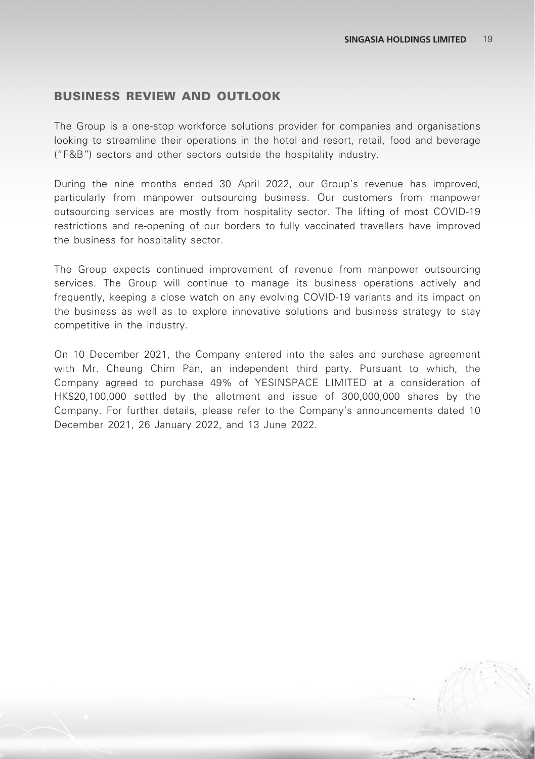## BUSINESS REVIEW AND OUTLOOK

The Group is a one-stop workforce solutions provider for companies and organisations looking to streamline their operations in the hotel and resort, retail, food and beverage ("F&B") sectors and other sectors outside the hospitality industry.

During the nine months ended 30 April 2022, our Group's revenue has improved, particularly from manpower outsourcing business. Our customers from manpower outsourcing services are mostly from hospitality sector. The lifting of most COVID-19 restrictions and re-opening of our borders to fully vaccinated travellers have improved the business for hospitality sector.

The Group expects continued improvement of revenue from manpower outsourcing services. The Group will continue to manage its business operations actively and frequently, keeping a close watch on any evolving COVID-19 variants and its impact on the business as well as to explore innovative solutions and business strategy to stay competitive in the industry.

On 10 December 2021, the Company entered into the sales and purchase agreement with Mr. Cheung Chim Pan, an independent third party. Pursuant to which, the Company agreed to purchase 49% of YESINSPACE LIMITED at a consideration of HK$20,100,000 settled by the allotment and issue of 300,000,000 shares by the Company. For further details, please refer to the Company's announcements dated 10 December 2021, 26 January 2022, and 13 June 2022.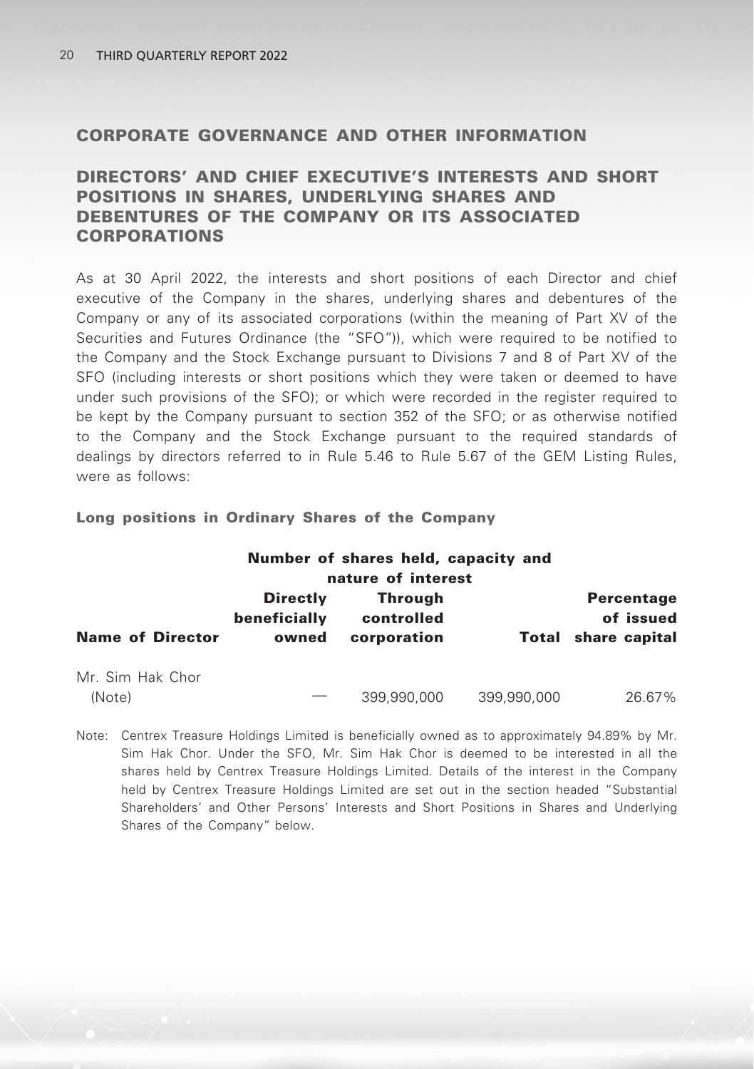# CORPORATE GOVERNANCE AND OTHER INFORMATION

## DIRECTORS' AND CHIEF EXECUTIVE'S INTERESTS AND SHORT POSITIONS IN SHARES, UNDERLYING SHARES AND DEBENTURES OF THE COMPANY OR ITS ASSOCIATED CORPORATIONS

As at 30 April 2022, the interests and short positions of each Director and chief executive of the Company in the shares, underlying shares and debentures of the Company or any of its associated corporations (within the meaning of Part XV of the Securities and Futures Ordinance (the "SFO")), which were required to be notified to the Company and the Stock Exchange pursuant to Divisions 7 and 8 of Part XV of the SFO (including interests or short positions which they were taken or deemed to have under such provisions of the SFO); or which were recorded in the register required to be kept by the Company pursuant to section 352 of the SFO; or as otherwise notified to the Company and the Stock Exchange pursuant to the required standards of dealings by directors referred to in Rule 5.46 to Rule 5.67 of the GEM Listing Rules, were as follows:

### Long positions in Ordinary Shares of the Company

| | Number of shares held, capacity and nature of interest | | | |
|---|---|---|---|---|
| **Name of Director** | **Directly beneficially owned** | **Through controlled corporation** | **Total** | **Percentage of issued share capital** |
| Mr. Sim Hak Chor (Note) | — | 399,990,000 | 399,990,000 | 26.67% |

Note: Centrex Treasure Holdings Limited is beneficially owned as to approximately 94.89% by Mr. Sim Hak Chor. Under the SFO, Mr. Sim Hak Chor is deemed to be interested in all the shares held by Centrex Treasure Holdings Limited. Details of the interest in the Company held by Centrex Treasure Holdings Limited are set out in the section headed "Substantial Shareholders' and Other Persons' Interests and Short Positions in Shares and Underlying Shares of the Company" below.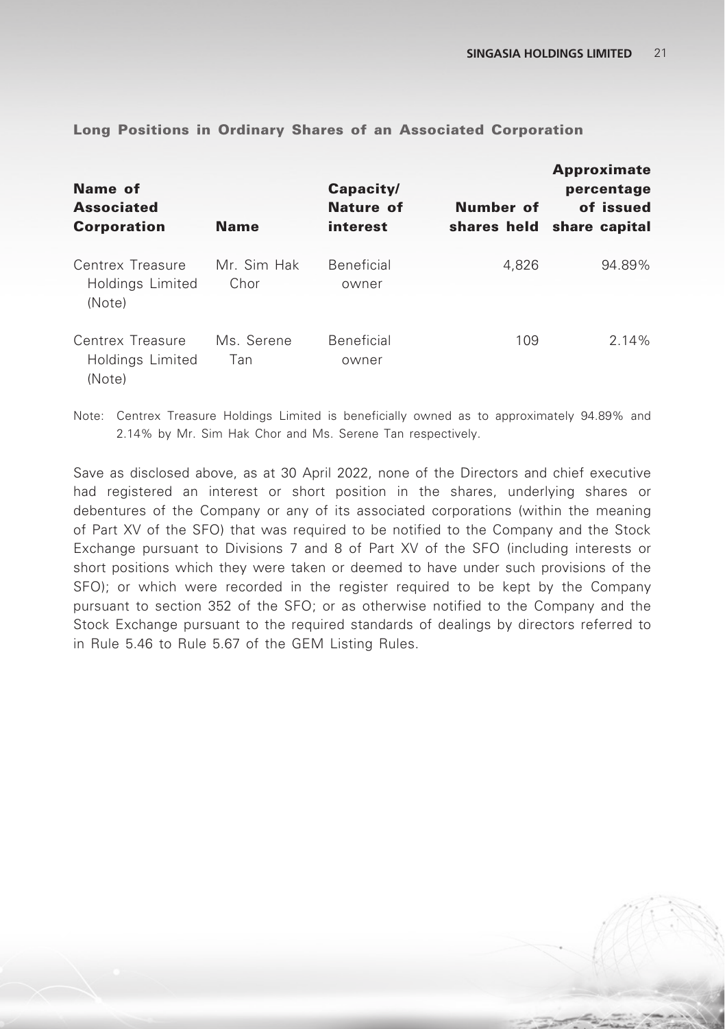### Long Positions in Ordinary Shares of an Associated Corporation

| Name of Associated Corporation | Name | Capacity/ Nature of interest | Number of shares held | Approximate percentage of issued share capital |
|---|---|---|---|---|
| Centrex Treasure Holdings Limited (Note) | Mr. Sim Hak Chor | Beneficial owner | 4,826 | 94.89% |
| Centrex Treasure Holdings Limited (Note) | Ms. Serene Tan | Beneficial owner | 109 | 2.14% |

Note: Centrex Treasure Holdings Limited is beneficially owned as to approximately 94.89% and 2.14% by Mr. Sim Hak Chor and Ms. Serene Tan respectively.

Save as disclosed above, as at 30 April 2022, none of the Directors and chief executive had registered an interest or short position in the shares, underlying shares or debentures of the Company or any of its associated corporations (within the meaning of Part XV of the SFO) that was required to be notified to the Company and the Stock Exchange pursuant to Divisions 7 and 8 of Part XV of the SFO (including interests or short positions which they were taken or deemed to have under such provisions of the SFO); or which were recorded in the register required to be kept by the Company pursuant to section 352 of the SFO; or as otherwise notified to the Company and the Stock Exchange pursuant to the required standards of dealings by directors referred to in Rule 5.46 to Rule 5.67 of the GEM Listing Rules.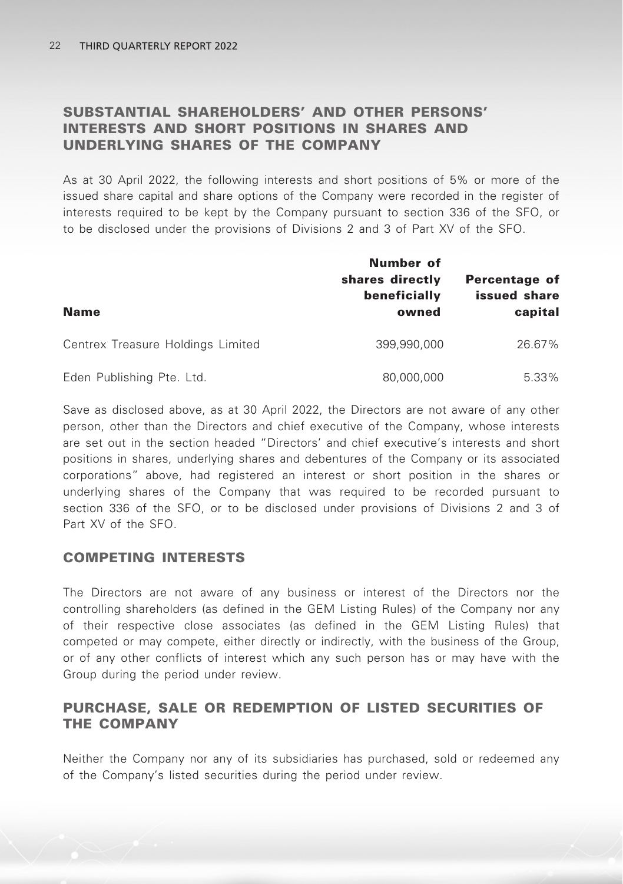## SUBSTANTIAL SHAREHOLDERS' AND OTHER PERSONS' INTERESTS AND SHORT POSITIONS IN SHARES AND UNDERLYING SHARES OF THE COMPANY

As at 30 April 2022, the following interests and short positions of 5% or more of the issued share capital and share options of the Company were recorded in the register of interests required to be kept by the Company pursuant to section 336 of the SFO, or to be disclosed under the provisions of Divisions 2 and 3 of Part XV of the SFO.

| Name | Number of shares directly beneficially owned | Percentage of issued share capital |
|---|---|---|
| Centrex Treasure Holdings Limited | 399,990,000 | 26.67% |
| Eden Publishing Pte. Ltd. | 80,000,000 | 5.33% |

Save as disclosed above, as at 30 April 2022, the Directors are not aware of any other person, other than the Directors and chief executive of the Company, whose interests are set out in the section headed "Directors' and chief executive's interests and short positions in shares, underlying shares and debentures of the Company or its associated corporations" above, had registered an interest or short position in the shares or underlying shares of the Company that was required to be recorded pursuant to section 336 of the SFO, or to be disclosed under provisions of Divisions 2 and 3 of Part XV of the SFO.

## COMPETING INTERESTS

The Directors are not aware of any business or interest of the Directors nor the controlling shareholders (as defined in the GEM Listing Rules) of the Company nor any of their respective close associates (as defined in the GEM Listing Rules) that competed or may compete, either directly or indirectly, with the business of the Group, or of any other conflicts of interest which any such person has or may have with the Group during the period under review.

## PURCHASE, SALE OR REDEMPTION OF LISTED SECURITIES OF THE COMPANY

Neither the Company nor any of its subsidiaries has purchased, sold or redeemed any of the Company's listed securities during the period under review.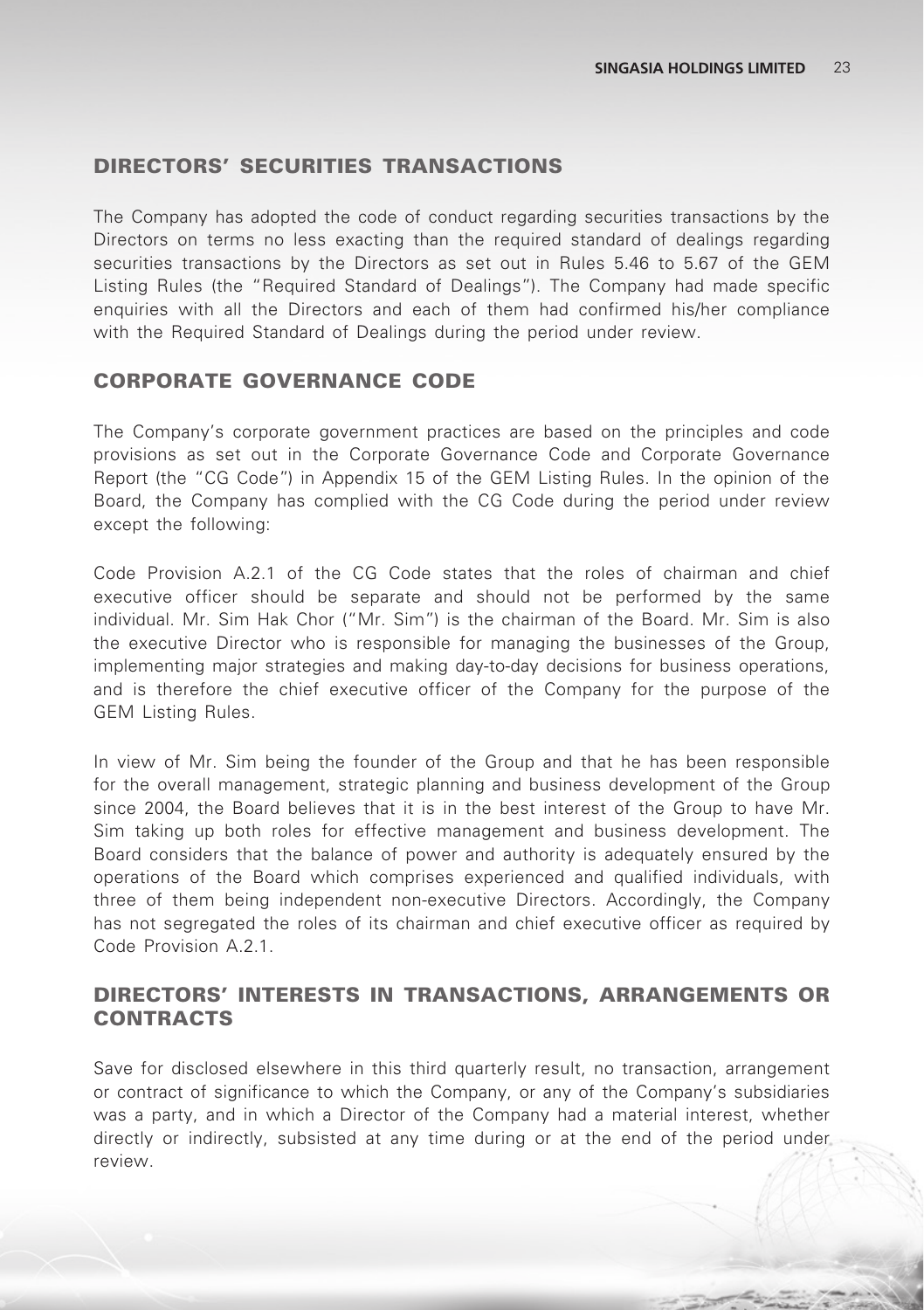## DIRECTORS' SECURITIES TRANSACTIONS

The Company has adopted the code of conduct regarding securities transactions by the Directors on terms no less exacting than the required standard of dealings regarding securities transactions by the Directors as set out in Rules 5.46 to 5.67 of the GEM Listing Rules (the "Required Standard of Dealings"). The Company had made specific enquiries with all the Directors and each of them had confirmed his/her compliance with the Required Standard of Dealings during the period under review.

## CORPORATE GOVERNANCE CODE

The Company's corporate government practices are based on the principles and code provisions as set out in the Corporate Governance Code and Corporate Governance Report (the "CG Code") in Appendix 15 of the GEM Listing Rules. In the opinion of the Board, the Company has complied with the CG Code during the period under review except the following:

Code Provision A.2.1 of the CG Code states that the roles of chairman and chief executive officer should be separate and should not be performed by the same individual. Mr. Sim Hak Chor ("Mr. Sim") is the chairman of the Board. Mr. Sim is also the executive Director who is responsible for managing the businesses of the Group, implementing major strategies and making day-to-day decisions for business operations, and is therefore the chief executive officer of the Company for the purpose of the GEM Listing Rules.

In view of Mr. Sim being the founder of the Group and that he has been responsible for the overall management, strategic planning and business development of the Group since 2004, the Board believes that it is in the best interest of the Group to have Mr. Sim taking up both roles for effective management and business development. The Board considers that the balance of power and authority is adequately ensured by the operations of the Board which comprises experienced and qualified individuals, with three of them being independent non-executive Directors. Accordingly, the Company has not segregated the roles of its chairman and chief executive officer as required by Code Provision A.2.1.

## DIRECTORS' INTERESTS IN TRANSACTIONS, ARRANGEMENTS OR CONTRACTS

Save for disclosed elsewhere in this third quarterly result, no transaction, arrangement or contract of significance to which the Company, or any of the Company's subsidiaries was a party, and in which a Director of the Company had a material interest, whether directly or indirectly, subsisted at any time during or at the end of the period under review.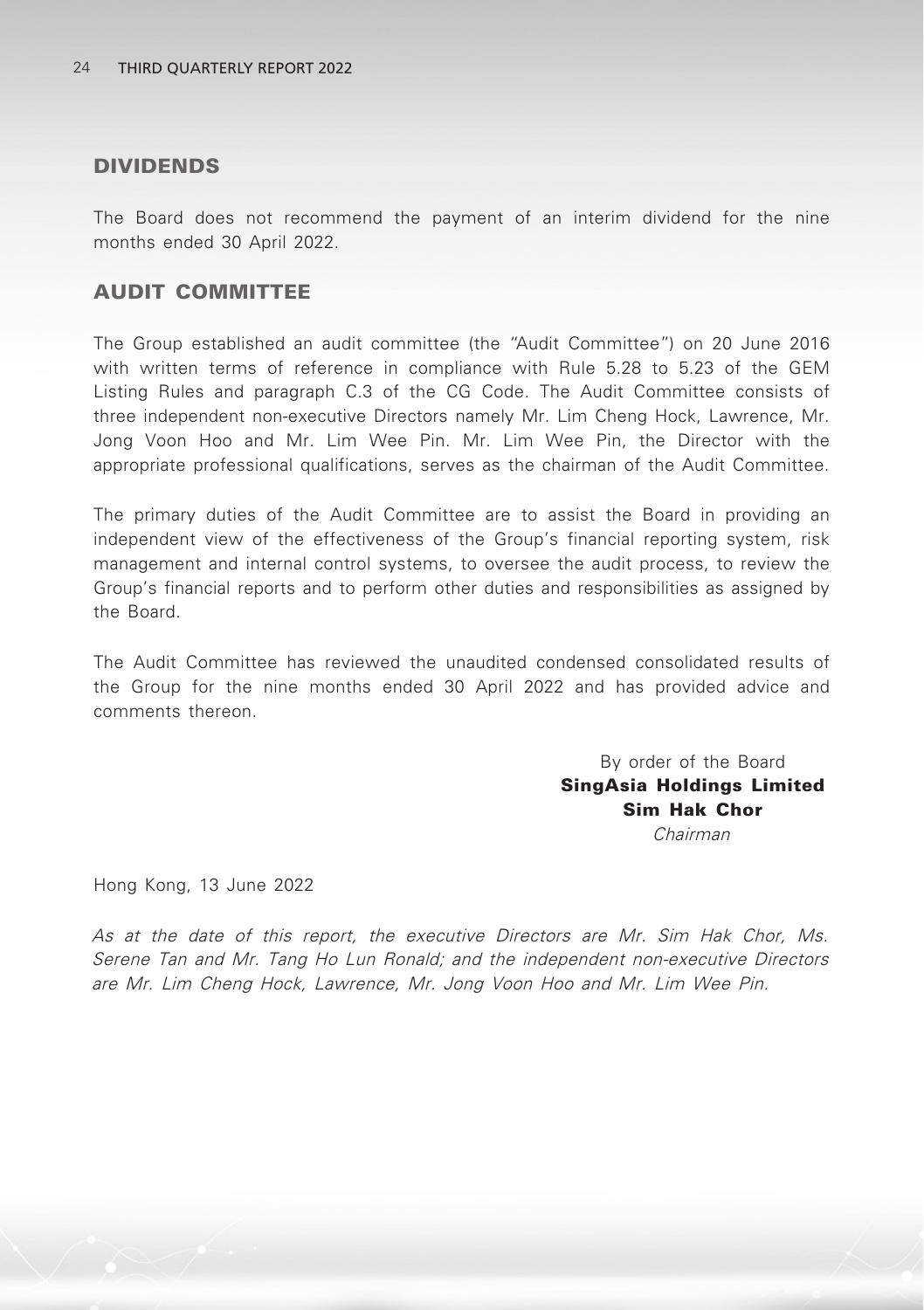## DIVIDENDS

The Board does not recommend the payment of an interim dividend for the nine months ended 30 April 2022.

## AUDIT COMMITTEE

The Group established an audit committee (the "Audit Committee") on 20 June 2016 with written terms of reference in compliance with Rule 5.28 to 5.23 of the GEM Listing Rules and paragraph C.3 of the CG Code. The Audit Committee consists of three independent non-executive Directors namely Mr. Lim Cheng Hock, Lawrence, Mr. Jong Voon Hoo and Mr. Lim Wee Pin. Mr. Lim Wee Pin, the Director with the appropriate professional qualifications, serves as the chairman of the Audit Committee.

The primary duties of the Audit Committee are to assist the Board in providing an independent view of the effectiveness of the Group's financial reporting system, risk management and internal control systems, to oversee the audit process, to review the Group's financial reports and to perform other duties and responsibilities as assigned by the Board.

The Audit Committee has reviewed the unaudited condensed consolidated results of the Group for the nine months ended 30 April 2022 and has provided advice and comments thereon.

By order of the Board
**SingAsia Holdings Limited**
**Sim Hak Chor**
*Chairman*

Hong Kong, 13 June 2022

*As at the date of this report, the executive Directors are Mr. Sim Hak Chor, Ms. Serene Tan and Mr. Tang Ho Lun Ronald; and the independent non-executive Directors are Mr. Lim Cheng Hock, Lawrence, Mr. Jong Voon Hoo and Mr. Lim Wee Pin.*